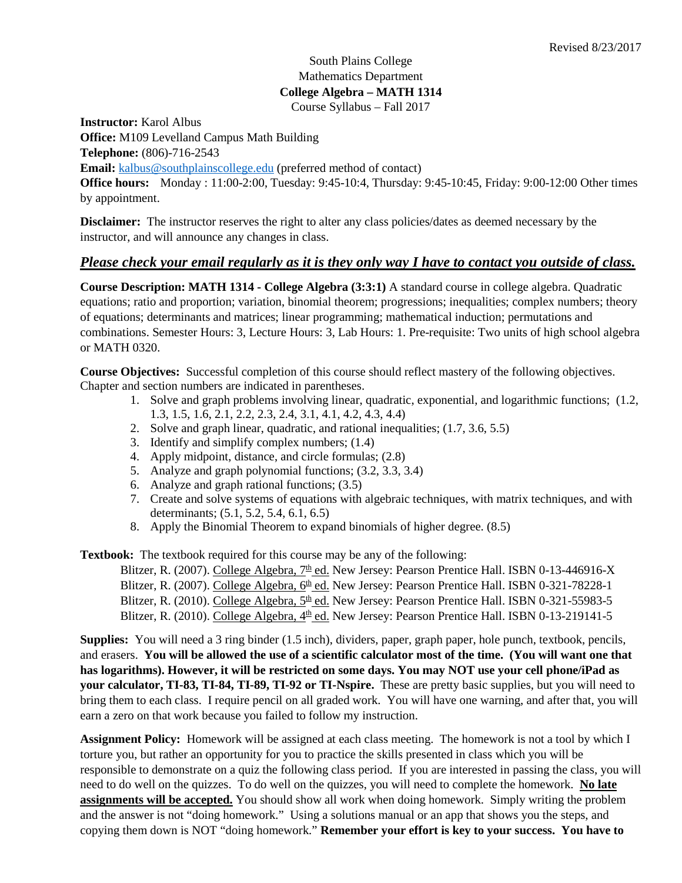Revised 8/23/2017

South Plains College
Mathematics Department
**College Algebra – MATH 1314**
Course Syllabus – Fall 2017

**Instructor:** Karol Albus
**Office:** M109 Levelland Campus Math Building
**Telephone:** (806)-716-2543
**Email:** kalbus@southplainscollege.edu (preferred method of contact)
**Office hours:** Monday : 11:00-2:00, Tuesday: 9:45-10:4, Thursday: 9:45-10:45, Friday: 9:00-12:00 Other times by appointment.

**Disclaimer:** The instructor reserves the right to alter any class policies/dates as deemed necessary by the instructor, and will announce any changes in class.

***Please check your email regularly as it is they only way I have to contact you outside of class.***

**Course Description: MATH 1314 - College Algebra (3:3:1)** A standard course in college algebra. Quadratic equations; ratio and proportion; variation, binomial theorem; progressions; inequalities; complex numbers; theory of equations; determinants and matrices; linear programming; mathematical induction; permutations and combinations. Semester Hours: 3, Lecture Hours: 3, Lab Hours: 1. Pre-requisite: Two units of high school algebra or MATH 0320.

**Course Objectives:** Successful completion of this course should reflect mastery of the following objectives. Chapter and section numbers are indicated in parentheses.

1. Solve and graph problems involving linear, quadratic, exponential, and logarithmic functions; (1.2, 1.3, 1.5, 1.6, 2.1, 2.2, 2.3, 2.4, 3.1, 4.1, 4.2, 4.3, 4.4)
2. Solve and graph linear, quadratic, and rational inequalities; (1.7, 3.6, 5.5)
3. Identify and simplify complex numbers; (1.4)
4. Apply midpoint, distance, and circle formulas; (2.8)
5. Analyze and graph polynomial functions; (3.2, 3.3, 3.4)
6. Analyze and graph rational functions; (3.5)
7. Create and solve systems of equations with algebraic techniques, with matrix techniques, and with determinants; (5.1, 5.2, 5.4, 6.1, 6.5)
8. Apply the Binomial Theorem to expand binomials of higher degree. (8.5)

**Textbook:** The textbook required for this course may be any of the following:

Blitzer, R. (2007). College Algebra, 7th ed. New Jersey: Pearson Prentice Hall. ISBN 0-13-446916-X
Blitzer, R. (2007). College Algebra, 6th ed. New Jersey: Pearson Prentice Hall. ISBN 0-321-78228-1
Blitzer, R. (2010). College Algebra, 5th ed. New Jersey: Pearson Prentice Hall. ISBN 0-321-55983-5
Blitzer, R. (2010). College Algebra, 4th ed. New Jersey: Pearson Prentice Hall. ISBN 0-13-219141-5

**Supplies:** You will need a 3 ring binder (1.5 inch), dividers, paper, graph paper, hole punch, textbook, pencils, and erasers. **You will be allowed the use of a scientific calculator most of the time. (You will want one that has logarithms). However, it will be restricted on some days. You may NOT use your cell phone/iPad as your calculator, TI-83, TI-84, TI-89, TI-92 or TI-Nspire.** These are pretty basic supplies, but you will need to bring them to each class. I require pencil on all graded work. You will have one warning, and after that, you will earn a zero on that work because you failed to follow my instruction.

**Assignment Policy:** Homework will be assigned at each class meeting. The homework is not a tool by which I torture you, but rather an opportunity for you to practice the skills presented in class which you will be responsible to demonstrate on a quiz the following class period. If you are interested in passing the class, you will need to do well on the quizzes. To do well on the quizzes, you will need to complete the homework. **No late assignments will be accepted.** You should show all work when doing homework. Simply writing the problem and the answer is not "doing homework." Using a solutions manual or an app that shows you the steps, and copying them down is NOT "doing homework." **Remember your effort is key to your success. You have to**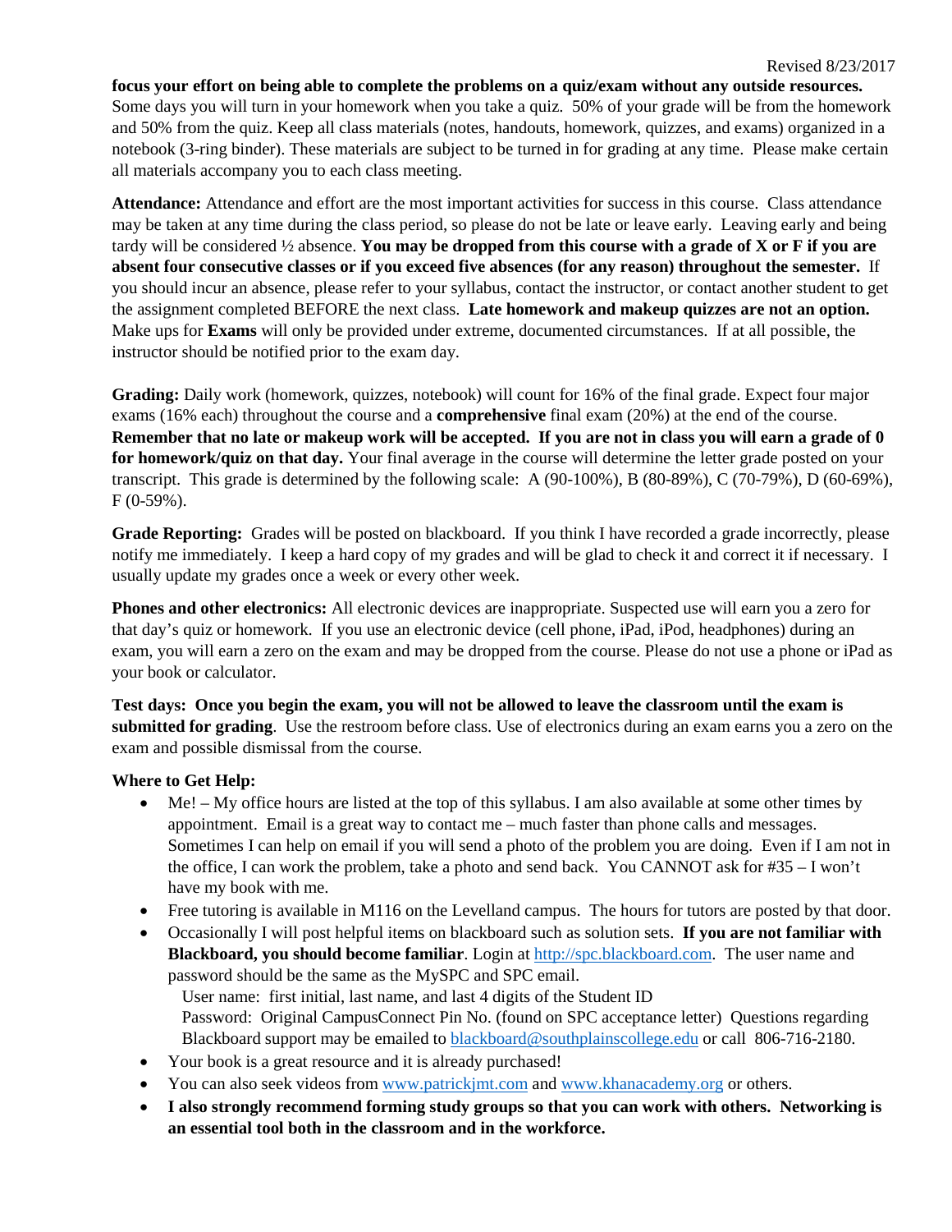**focus your effort on being able to complete the problems on a quiz/exam without any outside resources.** Some days you will turn in your homework when you take a quiz. 50% of your grade will be from the homework and 50% from the quiz. Keep all class materials (notes, handouts, homework, quizzes, and exams) organized in a notebook (3-ring binder). These materials are subject to be turned in for grading at any time. Please make certain all materials accompany you to each class meeting.

**Attendance:** Attendance and effort are the most important activities for success in this course. Class attendance may be taken at any time during the class period, so please do not be late or leave early. Leaving early and being tardy will be considered ½ absence. **You may be dropped from this course with a grade of X or F if you are absent four consecutive classes or if you exceed five absences (for any reason) throughout the semester.** If you should incur an absence, please refer to your syllabus, contact the instructor, or contact another student to get the assignment completed BEFORE the next class. **Late homework and makeup quizzes are not an option.** Make ups for **Exams** will only be provided under extreme, documented circumstances. If at all possible, the instructor should be notified prior to the exam day.

**Grading:** Daily work (homework, quizzes, notebook) will count for 16% of the final grade. Expect four major exams (16% each) throughout the course and a **comprehensive** final exam (20%) at the end of the course. **Remember that no late or makeup work will be accepted. If you are not in class you will earn a grade of 0 for homework/quiz on that day.** Your final average in the course will determine the letter grade posted on your transcript. This grade is determined by the following scale: A (90-100%), B (80-89%), C (70-79%), D (60-69%), F (0-59%).

**Grade Reporting:** Grades will be posted on blackboard. If you think I have recorded a grade incorrectly, please notify me immediately. I keep a hard copy of my grades and will be glad to check it and correct it if necessary. I usually update my grades once a week or every other week.

**Phones and other electronics:** All electronic devices are inappropriate. Suspected use will earn you a zero for that day's quiz or homework. If you use an electronic device (cell phone, iPad, iPod, headphones) during an exam, you will earn a zero on the exam and may be dropped from the course. Please do not use a phone or iPad as your book or calculator.

**Test days: Once you begin the exam, you will not be allowed to leave the classroom until the exam is submitted for grading**. Use the restroom before class. Use of electronics during an exam earns you a zero on the exam and possible dismissal from the course.

**Where to Get Help:**

- Me! – My office hours are listed at the top of this syllabus. I am also available at some other times by appointment. Email is a great way to contact me – much faster than phone calls and messages. Sometimes I can help on email if you will send a photo of the problem you are doing. Even if I am not in the office, I can work the problem, take a photo and send back. You CANNOT ask for #35 – I won't have my book with me.
- Free tutoring is available in M116 on the Levelland campus. The hours for tutors are posted by that door.
- Occasionally I will post helpful items on blackboard such as solution sets. **If you are not familiar with Blackboard, you should become familiar**. Login at http://spc.blackboard.com. The user name and password should be the same as the MySPC and SPC email.
  User name: first initial, last name, and last 4 digits of the Student ID
  Password: Original CampusConnect Pin No. (found on SPC acceptance letter) Questions regarding Blackboard support may be emailed to blackboard@southplainscollege.edu or call 806-716-2180.
- Your book is a great resource and it is already purchased!
- You can also seek videos from www.patrickjmt.com and www.khanacademy.org or others.
- **I also strongly recommend forming study groups so that you can work with others. Networking is an essential tool both in the classroom and in the workforce.**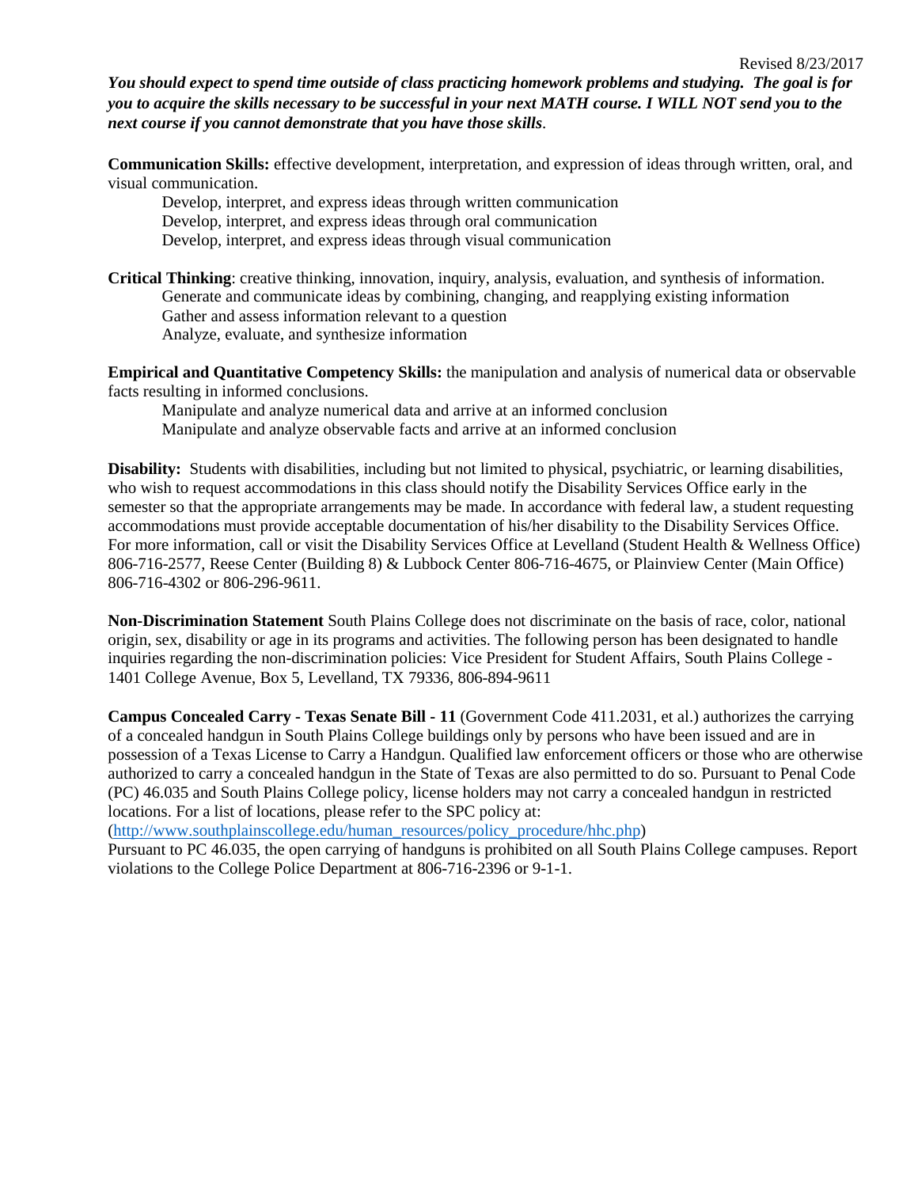Revised 8/23/2017

***You should expect to spend time outside of class practicing homework problems and studying. The goal is for you to acquire the skills necessary to be successful in your next MATH course. I WILL NOT send you to the next course if you cannot demonstrate that you have those skills*.**

**Communication Skills:** effective development, interpretation, and expression of ideas through written, oral, and visual communication.

Develop, interpret, and express ideas through written communication
Develop, interpret, and express ideas through oral communication
Develop, interpret, and express ideas through visual communication

**Critical Thinking**: creative thinking, innovation, inquiry, analysis, evaluation, and synthesis of information.

Generate and communicate ideas by combining, changing, and reapplying existing information
Gather and assess information relevant to a question
Analyze, evaluate, and synthesize information

**Empirical and Quantitative Competency Skills:** the manipulation and analysis of numerical data or observable facts resulting in informed conclusions.

Manipulate and analyze numerical data and arrive at an informed conclusion
Manipulate and analyze observable facts and arrive at an informed conclusion

**Disability:** Students with disabilities, including but not limited to physical, psychiatric, or learning disabilities, who wish to request accommodations in this class should notify the Disability Services Office early in the semester so that the appropriate arrangements may be made. In accordance with federal law, a student requesting accommodations must provide acceptable documentation of his/her disability to the Disability Services Office. For more information, call or visit the Disability Services Office at Levelland (Student Health & Wellness Office) 806-716-2577, Reese Center (Building 8) & Lubbock Center 806-716-4675, or Plainview Center (Main Office) 806-716-4302 or 806-296-9611.

**Non-Discrimination Statement** South Plains College does not discriminate on the basis of race, color, national origin, sex, disability or age in its programs and activities. The following person has been designated to handle inquiries regarding the non-discrimination policies: Vice President for Student Affairs, South Plains College - 1401 College Avenue, Box 5, Levelland, TX 79336, 806-894-9611

**Campus Concealed Carry - Texas Senate Bill - 11** (Government Code 411.2031, et al.) authorizes the carrying of a concealed handgun in South Plains College buildings only by persons who have been issued and are in possession of a Texas License to Carry a Handgun. Qualified law enforcement officers or those who are otherwise authorized to carry a concealed handgun in the State of Texas are also permitted to do so. Pursuant to Penal Code (PC) 46.035 and South Plains College policy, license holders may not carry a concealed handgun in restricted locations. For a list of locations, please refer to the SPC policy at:
(http://www.southplainscollege.edu/human_resources/policy_procedure/hhc.php)
Pursuant to PC 46.035, the open carrying of handguns is prohibited on all South Plains College campuses. Report violations to the College Police Department at 806-716-2396 or 9-1-1.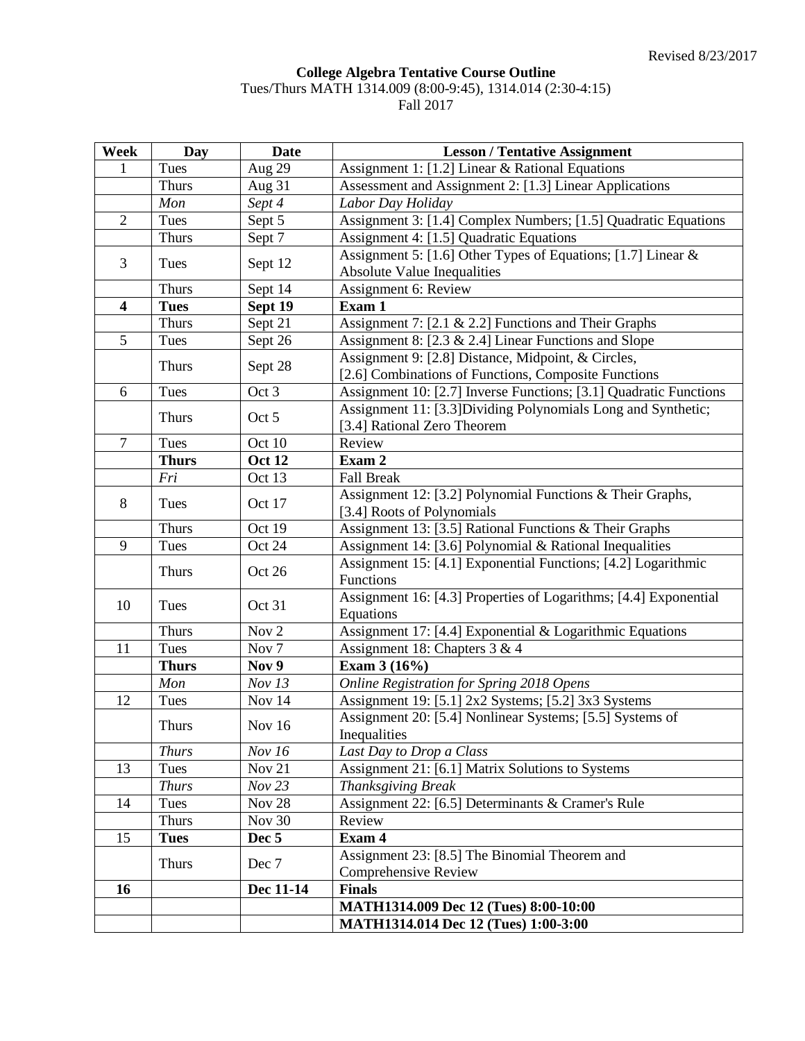Revised 8/23/2017

**College Algebra Tentative Course Outline**

Tues/Thurs MATH 1314.009 (8:00-9:45), 1314.014 (2:30-4:15)

Fall 2017

| Week | Day | Date | Lesson / Tentative Assignment |
|---|---|---|---|
| 1 | Tues | Aug 29 | Assignment 1: [1.2] Linear & Rational Equations |
| | Thurs | Aug 31 | Assessment and Assignment 2: [1.3] Linear Applications |
| | *Mon* | *Sept 4* | *Labor Day Holiday* |
| 2 | Tues | Sept 5 | Assignment 3: [1.4] Complex Numbers; [1.5] Quadratic Equations |
| | Thurs | Sept 7 | Assignment 4: [1.5] Quadratic Equations |
| 3 | Tues | Sept 12 | Assignment 5: [1.6] Other Types of Equations; [1.7] Linear & Absolute Value Inequalities |
| | Thurs | Sept 14 | Assignment 6: Review |
| **4** | **Tues** | **Sept 19** | **Exam 1** |
| | Thurs | Sept 21 | Assignment 7: [2.1 & 2.2] Functions and Their Graphs |
| 5 | Tues | Sept 26 | Assignment 8: [2.3 & 2.4] Linear Functions and Slope |
| | Thurs | Sept 28 | Assignment 9: [2.8] Distance, Midpoint, & Circles, [2.6] Combinations of Functions, Composite Functions |
| 6 | Tues | Oct 3 | Assignment 10: [2.7] Inverse Functions; [3.1] Quadratic Functions |
| | Thurs | Oct 5 | Assignment 11: [3.3]Dividing Polynomials Long and Synthetic; [3.4] Rational Zero Theorem |
| 7 | Tues | Oct 10 | Review |
| | **Thurs** | **Oct 12** | **Exam 2** |
| | *Fri* | Oct 13 | Fall Break |
| 8 | Tues | Oct 17 | Assignment 12: [3.2] Polynomial Functions & Their Graphs, [3.4] Roots of Polynomials |
| | Thurs | Oct 19 | Assignment 13: [3.5] Rational Functions & Their Graphs |
| 9 | Tues | Oct 24 | Assignment 14: [3.6] Polynomial & Rational Inequalities |
| | Thurs | Oct 26 | Assignment 15: [4.1] Exponential Functions; [4.2] Logarithmic Functions |
| 10 | Tues | Oct 31 | Assignment 16: [4.3] Properties of Logarithms; [4.4] Exponential Equations |
| | Thurs | Nov 2 | Assignment 17: [4.4] Exponential & Logarithmic Equations |
| 11 | Tues | Nov 7 | Assignment 18: Chapters 3 & 4 |
| | **Thurs** | **Nov 9** | **Exam 3 (16%)** |
| | *Mon* | *Nov 13* | *Online Registration for Spring 2018 Opens* |
| 12 | Tues | Nov 14 | Assignment 19: [5.1] 2x2 Systems; [5.2] 3x3 Systems |
| | Thurs | Nov 16 | Assignment 20: [5.4] Nonlinear Systems; [5.5] Systems of Inequalities |
| | *Thurs* | *Nov 16* | *Last Day to Drop a Class* |
| 13 | Tues | Nov 21 | Assignment 21: [6.1] Matrix Solutions to Systems |
| | *Thurs* | *Nov 23* | *Thanksgiving Break* |
| 14 | Tues | Nov 28 | Assignment 22: [6.5] Determinants & Cramer's Rule |
| | Thurs | Nov 30 | Review |
| 15 | **Tues** | **Dec 5** | **Exam 4** |
| | Thurs | Dec 7 | Assignment 23: [8.5] The Binomial Theorem and Comprehensive Review |
| **16** | | **Dec 11-14** | **Finals** |
| | | | **MATH1314.009 Dec 12 (Tues) 8:00-10:00** |
| | | | **MATH1314.014 Dec 12 (Tues) 1:00-3:00** |